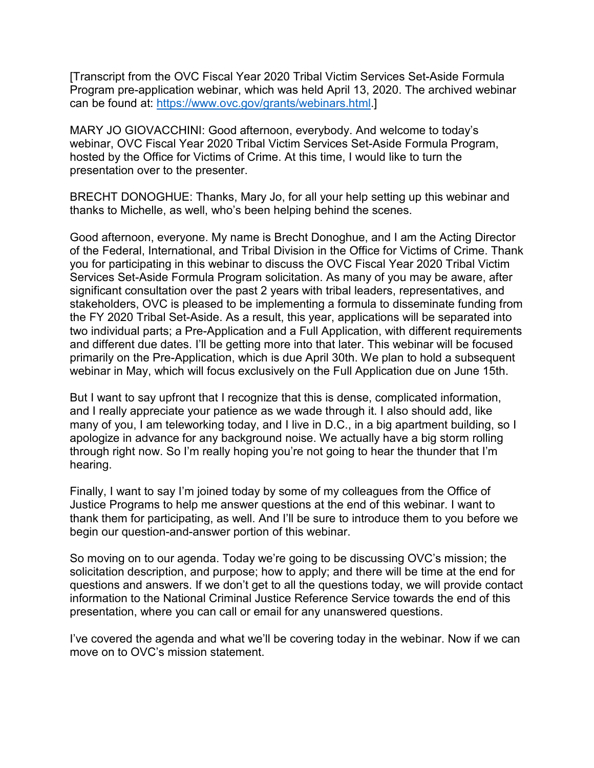[Transcript from the OVC Fiscal Year 2020 Tribal Victim Services Set-Aside Formula Program pre-application webinar, which was held April 13, 2020. The archived webinar can be found at: [https://www.ovc.gov/grants/webinars.html](https://www.ovc.gov/grants/webinars.html).]

MARY JO GIOVACCHINI: Good afternoon, everybody. And welcome to today's webinar, OVC Fiscal Year 2020 Tribal Victim Services Set-Aside Formula Program, hosted by the Office for Victims of Crime. At this time, I would like to turn the presentation over to the presenter.

BRECHT DONOGHUE: Thanks, Mary Jo, for all your help setting up this webinar and thanks to Michelle, as well, who's been helping behind the scenes.

Good afternoon, everyone. My name is Brecht Donoghue, and I am the Acting Director of the Federal, International, and Tribal Division in the Office for Victims of Crime. Thank you for participating in this webinar to discuss the OVC Fiscal Year 2020 Tribal Victim Services Set-Aside Formula Program solicitation. As many of you may be aware, after significant consultation over the past 2 years with tribal leaders, representatives, and stakeholders, OVC is pleased to be implementing a formula to disseminate funding from the FY 2020 Tribal Set-Aside. As a result, this year, applications will be separated into two individual parts; a Pre-Application and a Full Application, with different requirements and different due dates. I'll be getting more into that later. This webinar will be focused primarily on the Pre-Application, which is due April 30th. We plan to hold a subsequent webinar in May, which will focus exclusively on the Full Application due on June 15th.

But I want to say upfront that I recognize that this is dense, complicated information, and I really appreciate your patience as we wade through it. I also should add, like many of you, I am teleworking today, and I live in D.C., in a big apartment building, so I apologize in advance for any background noise. We actually have a big storm rolling through right now. So I'm really hoping you're not going to hear the thunder that I'm hearing.

Finally, I want to say I'm joined today by some of my colleagues from the Office of Justice Programs to help me answer questions at the end of this webinar. I want to thank them for participating, as well. And I'll be sure to introduce them to you before we begin our question-and-answer portion of this webinar.

So moving on to our agenda. Today we're going to be discussing OVC's mission; the solicitation description, and purpose; how to apply; and there will be time at the end for questions and answers. If we don't get to all the questions today, we will provide contact information to the National Criminal Justice Reference Service towards the end of this presentation, where you can call or email for any unanswered questions.

I've covered the agenda and what we'll be covering today in the webinar. Now if we can move on to OVC's mission statement.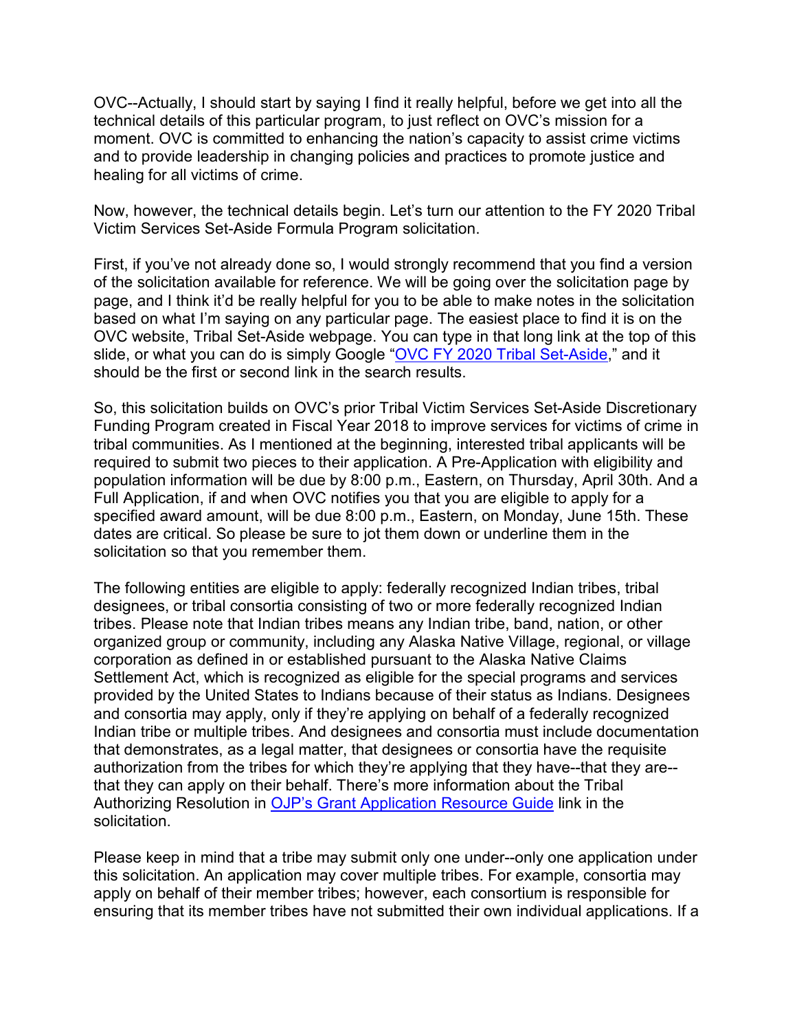OVC--Actually, I should start by saying I find it really helpful, before we get into all the technical details of this particular program, to just reflect on OVC's mission for a moment. OVC is committed to enhancing the nation's capacity to assist crime victims and to provide leadership in changing policies and practices to promote justice and healing for all victims of crime.

Now, however, the technical details begin. Let's turn our attention to the FY 2020 Tribal Victim Services Set-Aside Formula Program solicitation.

First, if you've not already done so, I would strongly recommend that you find a version of the solicitation available for reference. We will be going over the solicitation page by page, and I think it'd be really helpful for you to be able to make notes in the solicitation based on what I'm saying on any particular page. The easiest place to find it is on the OVC website, Tribal Set-Aside webpage. You can type in that long link at the top of this slide, or what you can do is simply Google "OVC FY 2020 Tribal Set-Aside," and it should be the first or second link in the search results.

So, this solicitation builds on OVC's prior Tribal Victim Services Set-Aside Discretionary Funding Program created in Fiscal Year 2018 to improve services for victims of crime in tribal communities. As I mentioned at the beginning, interested tribal applicants will be required to submit two pieces to their application. A Pre-Application with eligibility and population information will be due by 8:00 p.m., Eastern, on Thursday, April 30th. And a Full Application, if and when OVC notifies you that you are eligible to apply for a specified award amount, will be due 8:00 p.m., Eastern, on Monday, June 15th. These dates are critical. So please be sure to jot them down or underline them in the solicitation so that you remember them.

The following entities are eligible to apply: federally recognized Indian tribes, tribal designees, or tribal consortia consisting of two or more federally recognized Indian tribes. Please note that Indian tribes means any Indian tribe, band, nation, or other organized group or community, including any Alaska Native Village, regional, or village corporation as defined in or established pursuant to the Alaska Native Claims Settlement Act, which is recognized as eligible for the special programs and services provided by the United States to Indians because of their status as Indians. Designees and consortia may apply, only if they're applying on behalf of a federally recognized Indian tribe or multiple tribes. And designees and consortia must include documentation that demonstrates, as a legal matter, that designees or consortia have the requisite authorization from the tribes for which they're applying that they have--that they are--that they can apply on their behalf. There's more information about the Tribal Authorizing Resolution in OJP's Grant Application Resource Guide link in the solicitation.

Please keep in mind that a tribe may submit only one under--only one application under this solicitation. An application may cover multiple tribes. For example, consortia may apply on behalf of their member tribes; however, each consortium is responsible for ensuring that its member tribes have not submitted their own individual applications. If a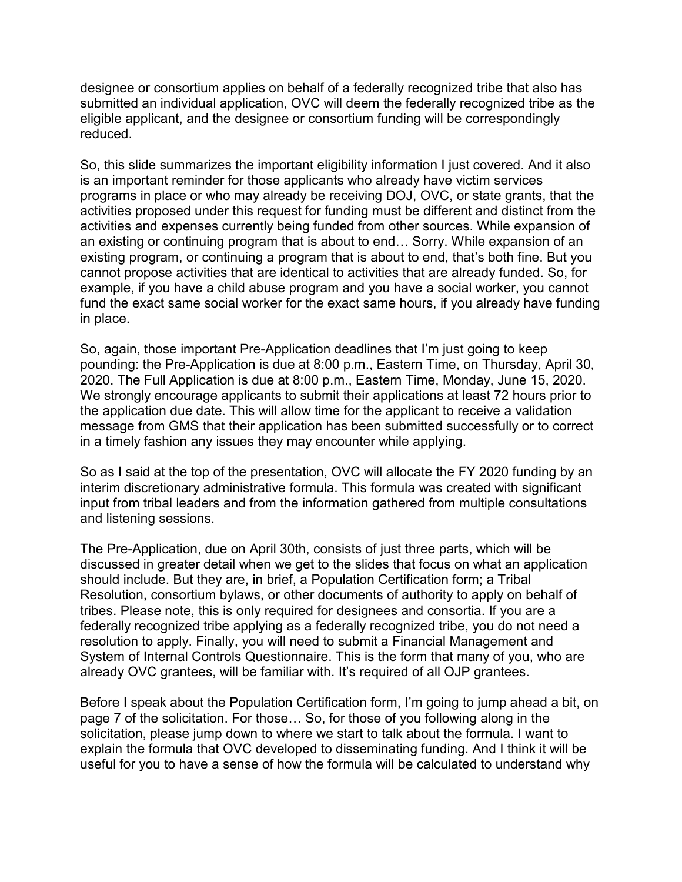designee or consortium applies on behalf of a federally recognized tribe that also has submitted an individual application, OVC will deem the federally recognized tribe as the eligible applicant, and the designee or consortium funding will be correspondingly reduced.

So, this slide summarizes the important eligibility information I just covered. And it also is an important reminder for those applicants who already have victim services programs in place or who may already be receiving DOJ, OVC, or state grants, that the activities proposed under this request for funding must be different and distinct from the activities and expenses currently being funded from other sources. While expansion of an existing or continuing program that is about to end… Sorry. While expansion of an existing program, or continuing a program that is about to end, that's both fine. But you cannot propose activities that are identical to activities that are already funded. So, for example, if you have a child abuse program and you have a social worker, you cannot fund the exact same social worker for the exact same hours, if you already have funding in place.

So, again, those important Pre-Application deadlines that I'm just going to keep pounding: the Pre-Application is due at 8:00 p.m., Eastern Time, on Thursday, April 30, 2020. The Full Application is due at 8:00 p.m., Eastern Time, Monday, June 15, 2020. We strongly encourage applicants to submit their applications at least 72 hours prior to the application due date. This will allow time for the applicant to receive a validation message from GMS that their application has been submitted successfully or to correct in a timely fashion any issues they may encounter while applying.

So as I said at the top of the presentation, OVC will allocate the FY 2020 funding by an interim discretionary administrative formula. This formula was created with significant input from tribal leaders and from the information gathered from multiple consultations and listening sessions.

The Pre-Application, due on April 30th, consists of just three parts, which will be discussed in greater detail when we get to the slides that focus on what an application should include. But they are, in brief, a Population Certification form; a Tribal Resolution, consortium bylaws, or other documents of authority to apply on behalf of tribes. Please note, this is only required for designees and consortia. If you are a federally recognized tribe applying as a federally recognized tribe, you do not need a resolution to apply. Finally, you will need to submit a Financial Management and System of Internal Controls Questionnaire. This is the form that many of you, who are already OVC grantees, will be familiar with. It's required of all OJP grantees.

Before I speak about the Population Certification form, I'm going to jump ahead a bit, on page 7 of the solicitation. For those… So, for those of you following along in the solicitation, please jump down to where we start to talk about the formula. I want to explain the formula that OVC developed to disseminating funding. And I think it will be useful for you to have a sense of how the formula will be calculated to understand why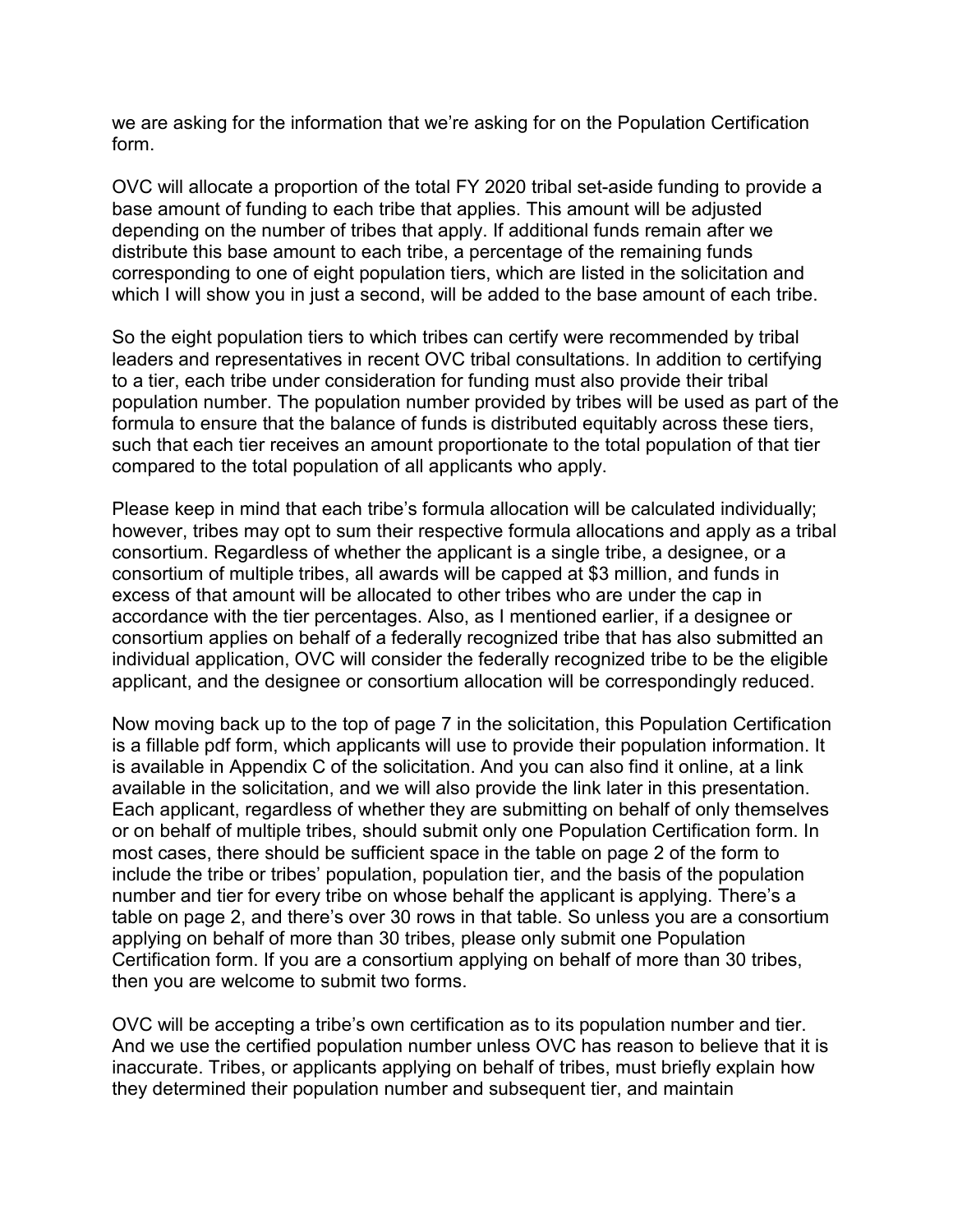we are asking for the information that we're asking for on the Population Certification form.

OVC will allocate a proportion of the total FY 2020 tribal set-aside funding to provide a base amount of funding to each tribe that applies. This amount will be adjusted depending on the number of tribes that apply. If additional funds remain after we distribute this base amount to each tribe, a percentage of the remaining funds corresponding to one of eight population tiers, which are listed in the solicitation and which I will show you in just a second, will be added to the base amount of each tribe.

So the eight population tiers to which tribes can certify were recommended by tribal leaders and representatives in recent OVC tribal consultations. In addition to certifying to a tier, each tribe under consideration for funding must also provide their tribal population number. The population number provided by tribes will be used as part of the formula to ensure that the balance of funds is distributed equitably across these tiers, such that each tier receives an amount proportionate to the total population of that tier compared to the total population of all applicants who apply.

Please keep in mind that each tribe's formula allocation will be calculated individually; however, tribes may opt to sum their respective formula allocations and apply as a tribal consortium. Regardless of whether the applicant is a single tribe, a designee, or a consortium of multiple tribes, all awards will be capped at $3 million, and funds in excess of that amount will be allocated to other tribes who are under the cap in accordance with the tier percentages. Also, as I mentioned earlier, if a designee or consortium applies on behalf of a federally recognized tribe that has also submitted an individual application, OVC will consider the federally recognized tribe to be the eligible applicant, and the designee or consortium allocation will be correspondingly reduced.

Now moving back up to the top of page 7 in the solicitation, this Population Certification is a fillable pdf form, which applicants will use to provide their population information. It is available in Appendix C of the solicitation. And you can also find it online, at a link available in the solicitation, and we will also provide the link later in this presentation. Each applicant, regardless of whether they are submitting on behalf of only themselves or on behalf of multiple tribes, should submit only one Population Certification form. In most cases, there should be sufficient space in the table on page 2 of the form to include the tribe or tribes' population, population tier, and the basis of the population number and tier for every tribe on whose behalf the applicant is applying. There's a table on page 2, and there's over 30 rows in that table. So unless you are a consortium applying on behalf of more than 30 tribes, please only submit one Population Certification form. If you are a consortium applying on behalf of more than 30 tribes, then you are welcome to submit two forms.

OVC will be accepting a tribe's own certification as to its population number and tier. And we use the certified population number unless OVC has reason to believe that it is inaccurate. Tribes, or applicants applying on behalf of tribes, must briefly explain how they determined their population number and subsequent tier, and maintain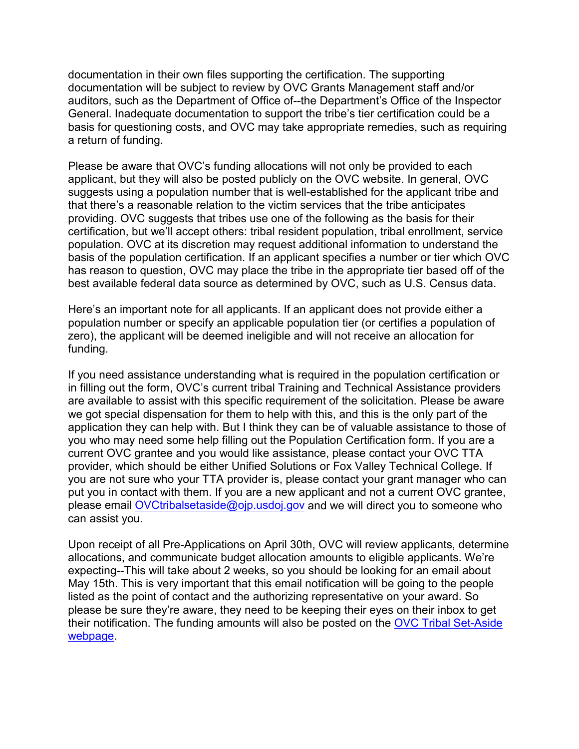documentation in their own files supporting the certification. The supporting documentation will be subject to review by OVC Grants Management staff and/or auditors, such as the Department of Office of--the Department's Office of the Inspector General. Inadequate documentation to support the tribe's tier certification could be a basis for questioning costs, and OVC may take appropriate remedies, such as requiring a return of funding.

Please be aware that OVC's funding allocations will not only be provided to each applicant, but they will also be posted publicly on the OVC website. In general, OVC suggests using a population number that is well-established for the applicant tribe and that there's a reasonable relation to the victim services that the tribe anticipates providing. OVC suggests that tribes use one of the following as the basis for their certification, but we'll accept others: tribal resident population, tribal enrollment, service population. OVC at its discretion may request additional information to understand the basis of the population certification. If an applicant specifies a number or tier which OVC has reason to question, OVC may place the tribe in the appropriate tier based off of the best available federal data source as determined by OVC, such as U.S. Census data.

Here's an important note for all applicants. If an applicant does not provide either a population number or specify an applicable population tier (or certifies a population of zero), the applicant will be deemed ineligible and will not receive an allocation for funding.

If you need assistance understanding what is required in the population certification or in filling out the form, OVC's current tribal Training and Technical Assistance providers are available to assist with this specific requirement of the solicitation. Please be aware we got special dispensation for them to help with this, and this is the only part of the application they can help with. But I think they can be of valuable assistance to those of you who may need some help filling out the Population Certification form. If you are a current OVC grantee and you would like assistance, please contact your OVC TTA provider, which should be either Unified Solutions or Fox Valley Technical College. If you are not sure who your TTA provider is, please contact your grant manager who can put you in contact with them. If you are a new applicant and not a current OVC grantee, please email [OVCtribalsetaside@ojp.usdoj.gov](mailto:OVCtribalsetaside@ojp.usdoj.gov) and we will direct you to someone who can assist you.

Upon receipt of all Pre-Applications on April 30th, OVC will review applicants, determine allocations, and communicate budget allocation amounts to eligible applicants. We're expecting--This will take about 2 weeks, so you should be looking for an email about May 15th. This is very important that this email notification will be going to the people listed as the point of contact and the authorizing representative on your award. So please be sure they're aware, they need to be keeping their eyes on their inbox to get their notification. The funding amounts will also be posted on the OVC Tribal Set-Aside webpage.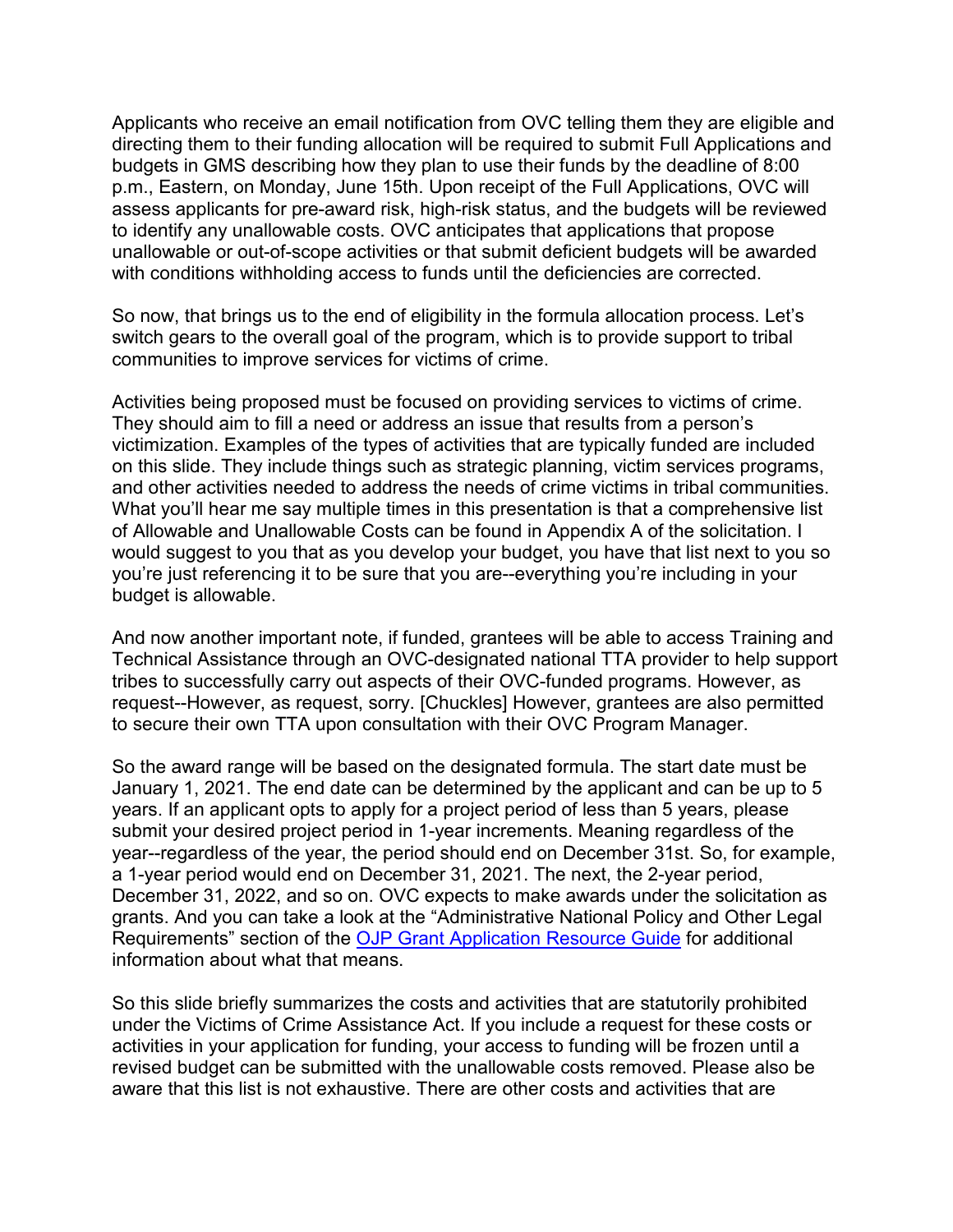Applicants who receive an email notification from OVC telling them they are eligible and directing them to their funding allocation will be required to submit Full Applications and budgets in GMS describing how they plan to use their funds by the deadline of 8:00 p.m., Eastern, on Monday, June 15th. Upon receipt of the Full Applications, OVC will assess applicants for pre-award risk, high-risk status, and the budgets will be reviewed to identify any unallowable costs. OVC anticipates that applications that propose unallowable or out-of-scope activities or that submit deficient budgets will be awarded with conditions withholding access to funds until the deficiencies are corrected.

So now, that brings us to the end of eligibility in the formula allocation process. Let's switch gears to the overall goal of the program, which is to provide support to tribal communities to improve services for victims of crime.

Activities being proposed must be focused on providing services to victims of crime. They should aim to fill a need or address an issue that results from a person's victimization. Examples of the types of activities that are typically funded are included on this slide. They include things such as strategic planning, victim services programs, and other activities needed to address the needs of crime victims in tribal communities. What you'll hear me say multiple times in this presentation is that a comprehensive list of Allowable and Unallowable Costs can be found in Appendix A of the solicitation. I would suggest to you that as you develop your budget, you have that list next to you so you're just referencing it to be sure that you are--everything you're including in your budget is allowable.

And now another important note, if funded, grantees will be able to access Training and Technical Assistance through an OVC-designated national TTA provider to help support tribes to successfully carry out aspects of their OVC-funded programs. However, as request--However, as request, sorry. [Chuckles] However, grantees are also permitted to secure their own TTA upon consultation with their OVC Program Manager.

So the award range will be based on the designated formula. The start date must be January 1, 2021. The end date can be determined by the applicant and can be up to 5 years. If an applicant opts to apply for a project period of less than 5 years, please submit your desired project period in 1-year increments. Meaning regardless of the year--regardless of the year, the period should end on December 31st. So, for example, a 1-year period would end on December 31, 2021. The next, the 2-year period, December 31, 2022, and so on. OVC expects to make awards under the solicitation as grants. And you can take a look at the "Administrative National Policy and Other Legal Requirements" section of the [OJP Grant Application Resource Guide]() for additional information about what that means.

So this slide briefly summarizes the costs and activities that are statutorily prohibited under the Victims of Crime Assistance Act. If you include a request for these costs or activities in your application for funding, your access to funding will be frozen until a revised budget can be submitted with the unallowable costs removed. Please also be aware that this list is not exhaustive. There are other costs and activities that are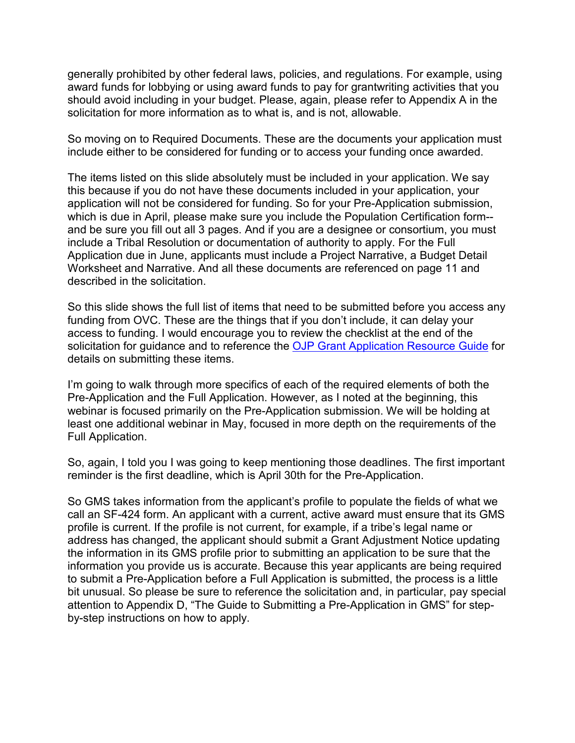generally prohibited by other federal laws, policies, and regulations. For example, using award funds for lobbying or using award funds to pay for grantwriting activities that you should avoid including in your budget. Please, again, please refer to Appendix A in the solicitation for more information as to what is, and is not, allowable.

So moving on to Required Documents. These are the documents your application must include either to be considered for funding or to access your funding once awarded.

The items listed on this slide absolutely must be included in your application. We say this because if you do not have these documents included in your application, your application will not be considered for funding. So for your Pre-Application submission, which is due in April, please make sure you include the Population Certification form--and be sure you fill out all 3 pages. And if you are a designee or consortium, you must include a Tribal Resolution or documentation of authority to apply. For the Full Application due in June, applicants must include a Project Narrative, a Budget Detail Worksheet and Narrative. And all these documents are referenced on page 11 and described in the solicitation.

So this slide shows the full list of items that need to be submitted before you access any funding from OVC. These are the things that if you don't include, it can delay your access to funding. I would encourage you to review the checklist at the end of the solicitation for guidance and to reference the [OJP Grant Application Resource Guide]() for details on submitting these items.

I'm going to walk through more specifics of each of the required elements of both the Pre-Application and the Full Application. However, as I noted at the beginning, this webinar is focused primarily on the Pre-Application submission. We will be holding at least one additional webinar in May, focused in more depth on the requirements of the Full Application.

So, again, I told you I was going to keep mentioning those deadlines. The first important reminder is the first deadline, which is April 30th for the Pre-Application.

So GMS takes information from the applicant's profile to populate the fields of what we call an SF-424 form. An applicant with a current, active award must ensure that its GMS profile is current. If the profile is not current, for example, if a tribe's legal name or address has changed, the applicant should submit a Grant Adjustment Notice updating the information in its GMS profile prior to submitting an application to be sure that the information you provide us is accurate. Because this year applicants are being required to submit a Pre-Application before a Full Application is submitted, the process is a little bit unusual. So please be sure to reference the solicitation and, in particular, pay special attention to Appendix D, "The Guide to Submitting a Pre-Application in GMS" for step-by-step instructions on how to apply.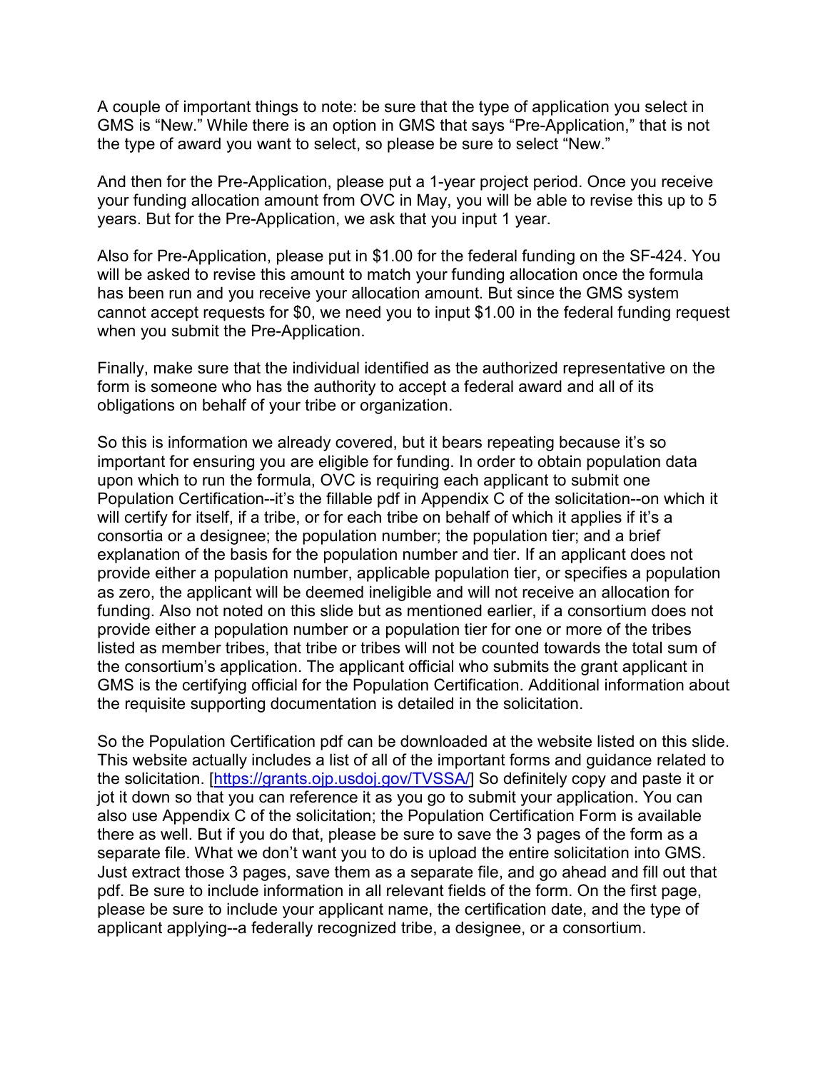A couple of important things to note: be sure that the type of application you select in GMS is "New." While there is an option in GMS that says "Pre-Application," that is not the type of award you want to select, so please be sure to select "New."

And then for the Pre-Application, please put a 1-year project period. Once you receive your funding allocation amount from OVC in May, you will be able to revise this up to 5 years. But for the Pre-Application, we ask that you input 1 year.

Also for Pre-Application, please put in $1.00 for the federal funding on the SF-424. You will be asked to revise this amount to match your funding allocation once the formula has been run and you receive your allocation amount. But since the GMS system cannot accept requests for $0, we need you to input $1.00 in the federal funding request when you submit the Pre-Application.

Finally, make sure that the individual identified as the authorized representative on the form is someone who has the authority to accept a federal award and all of its obligations on behalf of your tribe or organization.

So this is information we already covered, but it bears repeating because it's so important for ensuring you are eligible for funding. In order to obtain population data upon which to run the formula, OVC is requiring each applicant to submit one Population Certification--it's the fillable pdf in Appendix C of the solicitation--on which it will certify for itself, if a tribe, or for each tribe on behalf of which it applies if it's a consortia or a designee; the population number; the population tier; and a brief explanation of the basis for the population number and tier. If an applicant does not provide either a population number, applicable population tier, or specifies a population as zero, the applicant will be deemed ineligible and will not receive an allocation for funding. Also not noted on this slide but as mentioned earlier, if a consortium does not provide either a population number or a population tier for one or more of the tribes listed as member tribes, that tribe or tribes will not be counted towards the total sum of the consortium's application. The applicant official who submits the grant applicant in GMS is the certifying official for the Population Certification. Additional information about the requisite supporting documentation is detailed in the solicitation.

So the Population Certification pdf can be downloaded at the website listed on this slide. This website actually includes a list of all of the important forms and guidance related to the solicitation. [https://grants.ojp.usdoj.gov/TVSSA/] So definitely copy and paste it or jot it down so that you can reference it as you go to submit your application. You can also use Appendix C of the solicitation; the Population Certification Form is available there as well. But if you do that, please be sure to save the 3 pages of the form as a separate file. What we don't want you to do is upload the entire solicitation into GMS. Just extract those 3 pages, save them as a separate file, and go ahead and fill out that pdf. Be sure to include information in all relevant fields of the form. On the first page, please be sure to include your applicant name, the certification date, and the type of applicant applying--a federally recognized tribe, a designee, or a consortium.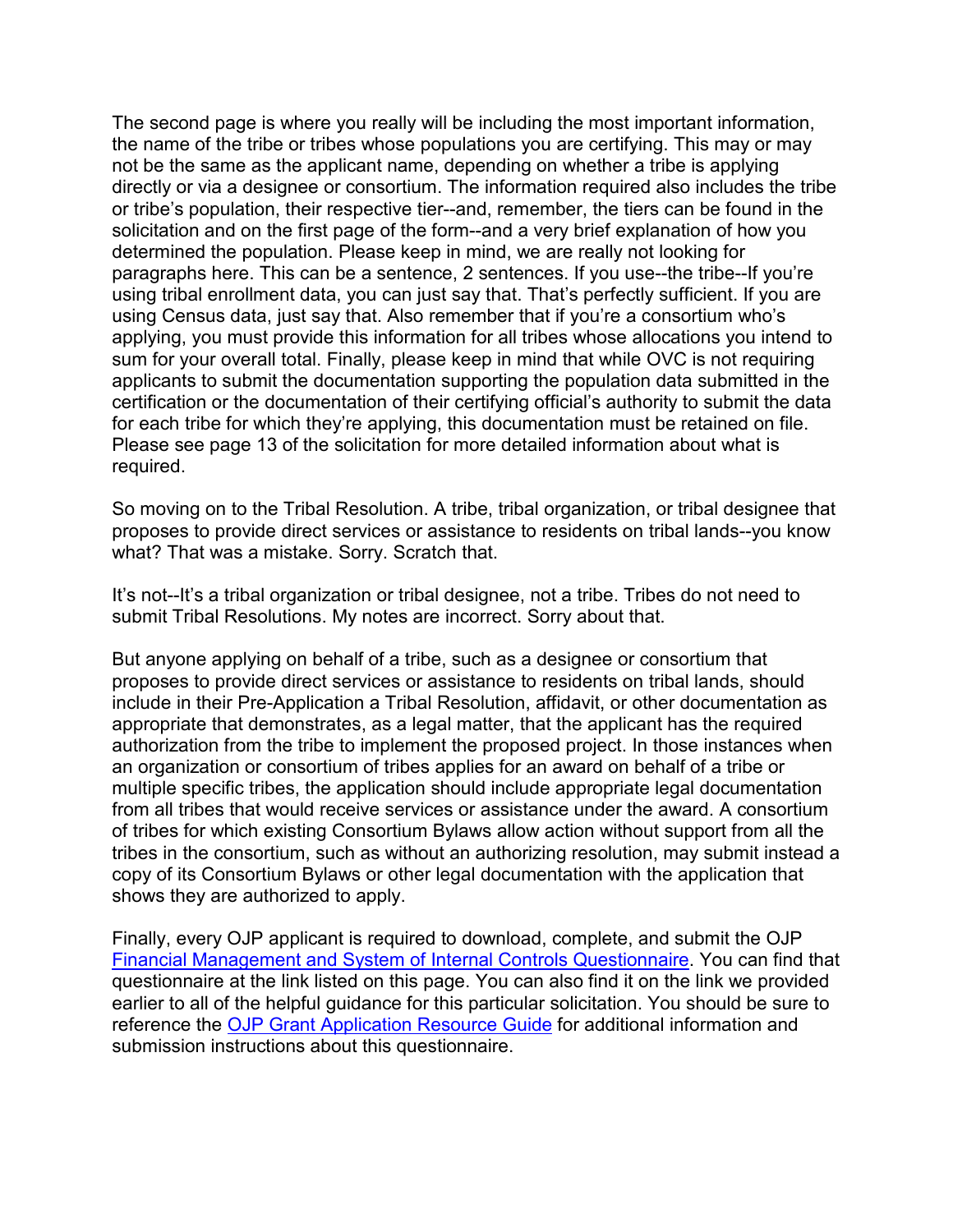The second page is where you really will be including the most important information, the name of the tribe or tribes whose populations you are certifying. This may or may not be the same as the applicant name, depending on whether a tribe is applying directly or via a designee or consortium. The information required also includes the tribe or tribe's population, their respective tier--and, remember, the tiers can be found in the solicitation and on the first page of the form--and a very brief explanation of how you determined the population. Please keep in mind, we are really not looking for paragraphs here. This can be a sentence, 2 sentences. If you use--the tribe--If you're using tribal enrollment data, you can just say that. That's perfectly sufficient. If you are using Census data, just say that. Also remember that if you're a consortium who's applying, you must provide this information for all tribes whose allocations you intend to sum for your overall total. Finally, please keep in mind that while OVC is not requiring applicants to submit the documentation supporting the population data submitted in the certification or the documentation of their certifying official's authority to submit the data for each tribe for which they're applying, this documentation must be retained on file. Please see page 13 of the solicitation for more detailed information about what is required.

So moving on to the Tribal Resolution. A tribe, tribal organization, or tribal designee that proposes to provide direct services or assistance to residents on tribal lands--you know what? That was a mistake. Sorry. Scratch that.

It's not--It's a tribal organization or tribal designee, not a tribe. Tribes do not need to submit Tribal Resolutions. My notes are incorrect. Sorry about that.

But anyone applying on behalf of a tribe, such as a designee or consortium that proposes to provide direct services or assistance to residents on tribal lands, should include in their Pre-Application a Tribal Resolution, affidavit, or other documentation as appropriate that demonstrates, as a legal matter, that the applicant has the required authorization from the tribe to implement the proposed project. In those instances when an organization or consortium of tribes applies for an award on behalf of a tribe or multiple specific tribes, the application should include appropriate legal documentation from all tribes that would receive services or assistance under the award. A consortium of tribes for which existing Consortium Bylaws allow action without support from all the tribes in the consortium, such as without an authorizing resolution, may submit instead a copy of its Consortium Bylaws or other legal documentation with the application that shows they are authorized to apply.

Finally, every OJP applicant is required to download, complete, and submit the OJP [Financial Management and System of Internal Controls Questionnaire](). You can find that questionnaire at the link listed on this page. You can also find it on the link we provided earlier to all of the helpful guidance for this particular solicitation. You should be sure to reference the [OJP Grant Application Resource Guide]() for additional information and submission instructions about this questionnaire.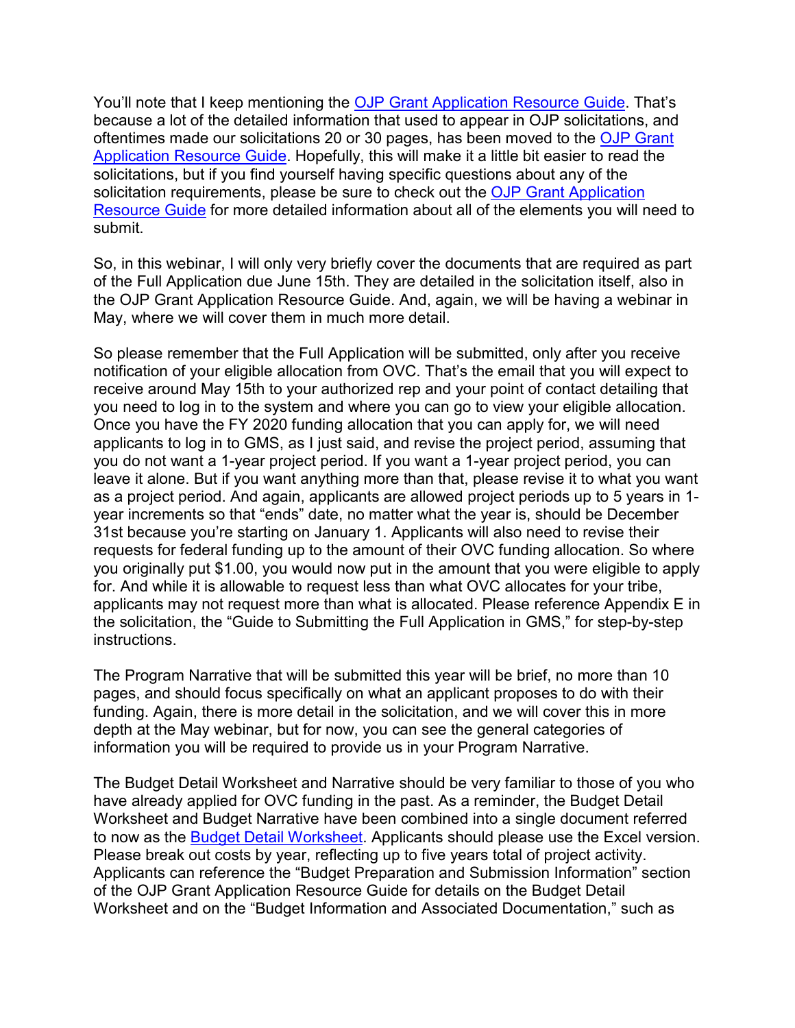You'll note that I keep mentioning the OJP Grant Application Resource Guide. That's because a lot of the detailed information that used to appear in OJP solicitations, and oftentimes made our solicitations 20 or 30 pages, has been moved to the OJP Grant Application Resource Guide. Hopefully, this will make it a little bit easier to read the solicitations, but if you find yourself having specific questions about any of the solicitation requirements, please be sure to check out the OJP Grant Application Resource Guide for more detailed information about all of the elements you will need to submit.

So, in this webinar, I will only very briefly cover the documents that are required as part of the Full Application due June 15th. They are detailed in the solicitation itself, also in the OJP Grant Application Resource Guide. And, again, we will be having a webinar in May, where we will cover them in much more detail.

So please remember that the Full Application will be submitted, only after you receive notification of your eligible allocation from OVC. That's the email that you will expect to receive around May 15th to your authorized rep and your point of contact detailing that you need to log in to the system and where you can go to view your eligible allocation. Once you have the FY 2020 funding allocation that you can apply for, we will need applicants to log in to GMS, as I just said, and revise the project period, assuming that you do not want a 1-year project period. If you want a 1-year project period, you can leave it alone. But if you want anything more than that, please revise it to what you want as a project period. And again, applicants are allowed project periods up to 5 years in 1-year increments so that "ends" date, no matter what the year is, should be December 31st because you're starting on January 1. Applicants will also need to revise their requests for federal funding up to the amount of their OVC funding allocation. So where you originally put $1.00, you would now put in the amount that you were eligible to apply for. And while it is allowable to request less than what OVC allocates for your tribe, applicants may not request more than what is allocated. Please reference Appendix E in the solicitation, the "Guide to Submitting the Full Application in GMS," for step-by-step instructions.

The Program Narrative that will be submitted this year will be brief, no more than 10 pages, and should focus specifically on what an applicant proposes to do with their funding. Again, there is more detail in the solicitation, and we will cover this in more depth at the May webinar, but for now, you can see the general categories of information you will be required to provide us in your Program Narrative.

The Budget Detail Worksheet and Narrative should be very familiar to those of you who have already applied for OVC funding in the past. As a reminder, the Budget Detail Worksheet and Budget Narrative have been combined into a single document referred to now as the Budget Detail Worksheet. Applicants should please use the Excel version. Please break out costs by year, reflecting up to five years total of project activity. Applicants can reference the "Budget Preparation and Submission Information" section of the OJP Grant Application Resource Guide for details on the Budget Detail Worksheet and on the "Budget Information and Associated Documentation," such as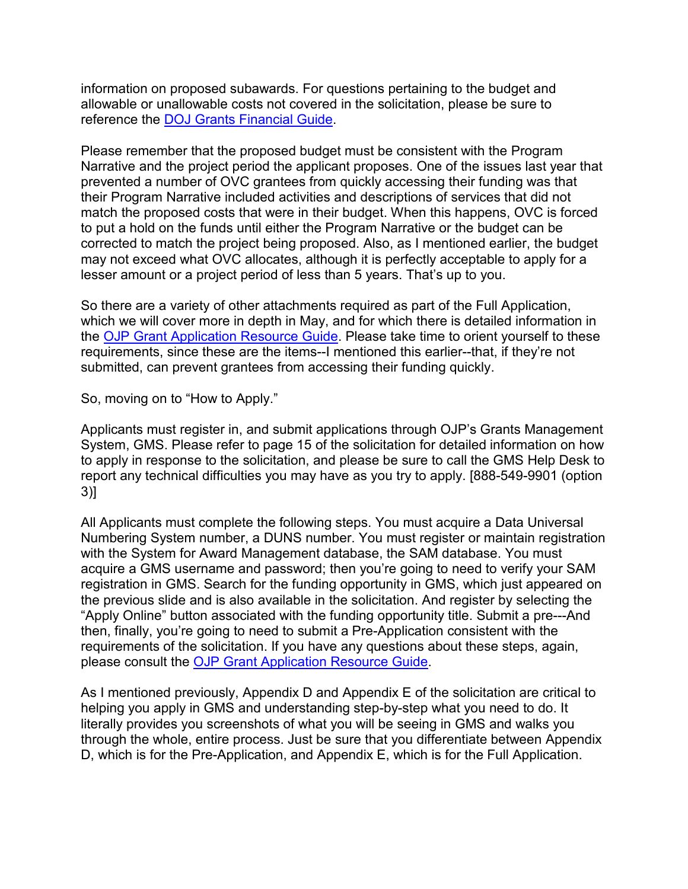information on proposed subawards. For questions pertaining to the budget and allowable or unallowable costs not covered in the solicitation, please be sure to reference the DOJ Grants Financial Guide.

Please remember that the proposed budget must be consistent with the Program Narrative and the project period the applicant proposes. One of the issues last year that prevented a number of OVC grantees from quickly accessing their funding was that their Program Narrative included activities and descriptions of services that did not match the proposed costs that were in their budget. When this happens, OVC is forced to put a hold on the funds until either the Program Narrative or the budget can be corrected to match the project being proposed. Also, as I mentioned earlier, the budget may not exceed what OVC allocates, although it is perfectly acceptable to apply for a lesser amount or a project period of less than 5 years. That's up to you.

So there are a variety of other attachments required as part of the Full Application, which we will cover more in depth in May, and for which there is detailed information in the OJP Grant Application Resource Guide. Please take time to orient yourself to these requirements, since these are the items--I mentioned this earlier--that, if they're not submitted, can prevent grantees from accessing their funding quickly.

So, moving on to "How to Apply."

Applicants must register in, and submit applications through OJP's Grants Management System, GMS. Please refer to page 15 of the solicitation for detailed information on how to apply in response to the solicitation, and please be sure to call the GMS Help Desk to report any technical difficulties you may have as you try to apply. [888-549-9901 (option 3)]

All Applicants must complete the following steps. You must acquire a Data Universal Numbering System number, a DUNS number. You must register or maintain registration with the System for Award Management database, the SAM database. You must acquire a GMS username and password; then you're going to need to verify your SAM registration in GMS. Search for the funding opportunity in GMS, which just appeared on the previous slide and is also available in the solicitation. And register by selecting the "Apply Online" button associated with the funding opportunity title. Submit a pre---And then, finally, you're going to need to submit a Pre-Application consistent with the requirements of the solicitation. If you have any questions about these steps, again, please consult the OJP Grant Application Resource Guide.

As I mentioned previously, Appendix D and Appendix E of the solicitation are critical to helping you apply in GMS and understanding step-by-step what you need to do. It literally provides you screenshots of what you will be seeing in GMS and walks you through the whole, entire process. Just be sure that you differentiate between Appendix D, which is for the Pre-Application, and Appendix E, which is for the Full Application.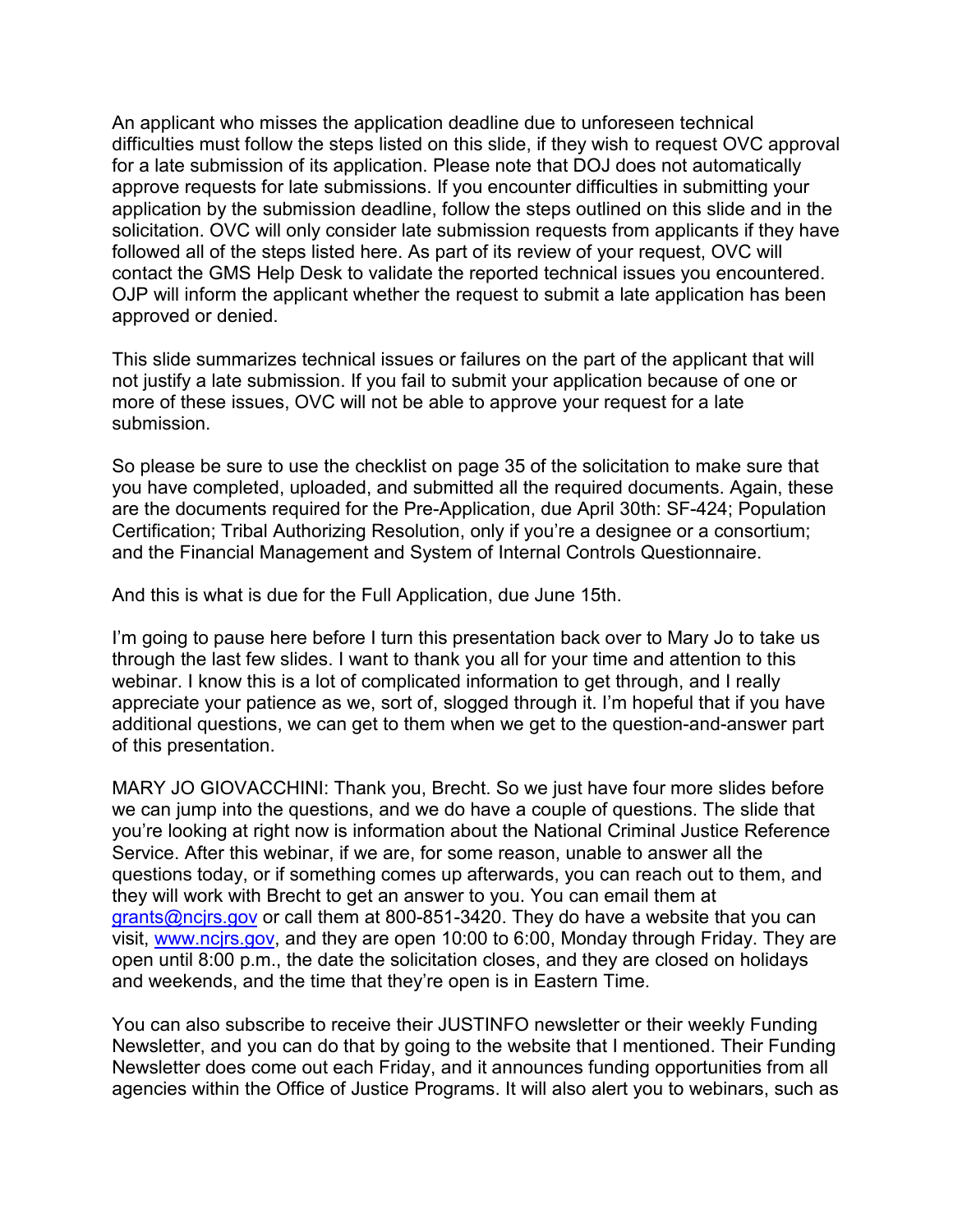An applicant who misses the application deadline due to unforeseen technical difficulties must follow the steps listed on this slide, if they wish to request OVC approval for a late submission of its application. Please note that DOJ does not automatically approve requests for late submissions. If you encounter difficulties in submitting your application by the submission deadline, follow the steps outlined on this slide and in the solicitation. OVC will only consider late submission requests from applicants if they have followed all of the steps listed here. As part of its review of your request, OVC will contact the GMS Help Desk to validate the reported technical issues you encountered. OJP will inform the applicant whether the request to submit a late application has been approved or denied.

This slide summarizes technical issues or failures on the part of the applicant that will not justify a late submission. If you fail to submit your application because of one or more of these issues, OVC will not be able to approve your request for a late submission.

So please be sure to use the checklist on page 35 of the solicitation to make sure that you have completed, uploaded, and submitted all the required documents. Again, these are the documents required for the Pre-Application, due April 30th: SF-424; Population Certification; Tribal Authorizing Resolution, only if you're a designee or a consortium; and the Financial Management and System of Internal Controls Questionnaire.

And this is what is due for the Full Application, due June 15th.

I'm going to pause here before I turn this presentation back over to Mary Jo to take us through the last few slides. I want to thank you all for your time and attention to this webinar. I know this is a lot of complicated information to get through, and I really appreciate your patience as we, sort of, slogged through it. I'm hopeful that if you have additional questions, we can get to them when we get to the question-and-answer part of this presentation.

MARY JO GIOVACCHINI: Thank you, Brecht. So we just have four more slides before we can jump into the questions, and we do have a couple of questions. The slide that you're looking at right now is information about the National Criminal Justice Reference Service. After this webinar, if we are, for some reason, unable to answer all the questions today, or if something comes up afterwards, you can reach out to them, and they will work with Brecht to get an answer to you. You can email them at grants@ncjrs.gov or call them at 800-851-3420. They do have a website that you can visit, www.ncjrs.gov, and they are open 10:00 to 6:00, Monday through Friday. They are open until 8:00 p.m., the date the solicitation closes, and they are closed on holidays and weekends, and the time that they're open is in Eastern Time.

You can also subscribe to receive their JUSTINFO newsletter or their weekly Funding Newsletter, and you can do that by going to the website that I mentioned. Their Funding Newsletter does come out each Friday, and it announces funding opportunities from all agencies within the Office of Justice Programs. It will also alert you to webinars, such as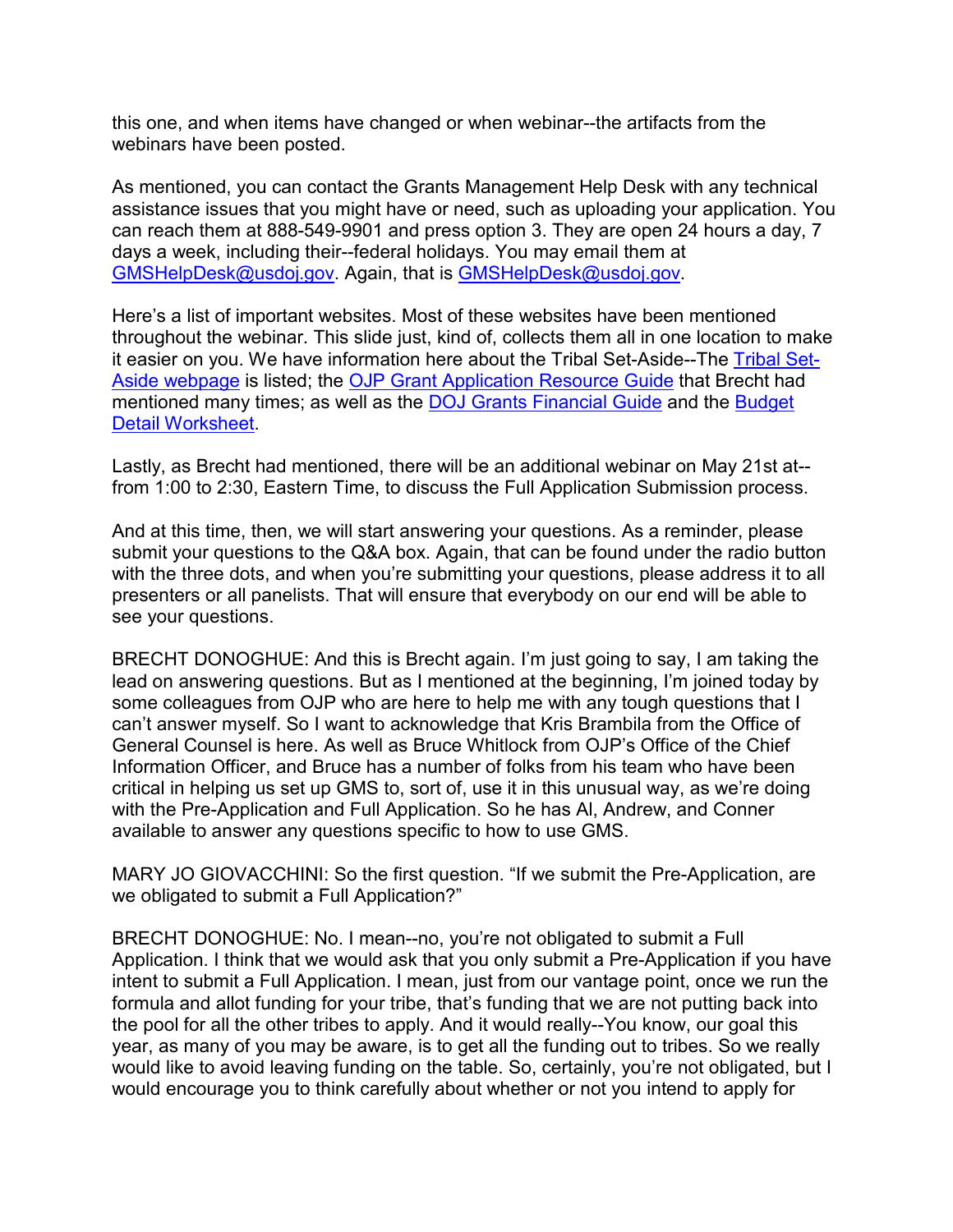this one, and when items have changed or when webinar--the artifacts from the webinars have been posted.

As mentioned, you can contact the Grants Management Help Desk with any technical assistance issues that you might have or need, such as uploading your application. You can reach them at 888-549-9901 and press option 3. They are open 24 hours a day, 7 days a week, including their--federal holidays. You may email them at GMSHelpDesk@usdoj.gov. Again, that is GMSHelpDesk@usdoj.gov.

Here's a list of important websites. Most of these websites have been mentioned throughout the webinar. This slide just, kind of, collects them all in one location to make it easier on you. We have information here about the Tribal Set-Aside--The Tribal Set-Aside webpage is listed; the OJP Grant Application Resource Guide that Brecht had mentioned many times; as well as the DOJ Grants Financial Guide and the Budget Detail Worksheet.

Lastly, as Brecht had mentioned, there will be an additional webinar on May 21st at--from 1:00 to 2:30, Eastern Time, to discuss the Full Application Submission process.

And at this time, then, we will start answering your questions. As a reminder, please submit your questions to the Q&A box. Again, that can be found under the radio button with the three dots, and when you're submitting your questions, please address it to all presenters or all panelists. That will ensure that everybody on our end will be able to see your questions.

BRECHT DONOGHUE: And this is Brecht again. I'm just going to say, I am taking the lead on answering questions. But as I mentioned at the beginning, I'm joined today by some colleagues from OJP who are here to help me with any tough questions that I can't answer myself. So I want to acknowledge that Kris Brambila from the Office of General Counsel is here. As well as Bruce Whitlock from OJP's Office of the Chief Information Officer, and Bruce has a number of folks from his team who have been critical in helping us set up GMS to, sort of, use it in this unusual way, as we're doing with the Pre-Application and Full Application. So he has Al, Andrew, and Conner available to answer any questions specific to how to use GMS.

MARY JO GIOVACCHINI: So the first question. "If we submit the Pre-Application, are we obligated to submit a Full Application?"

BRECHT DONOGHUE: No. I mean--no, you're not obligated to submit a Full Application. I think that we would ask that you only submit a Pre-Application if you have intent to submit a Full Application. I mean, just from our vantage point, once we run the formula and allot funding for your tribe, that's funding that we are not putting back into the pool for all the other tribes to apply. And it would really--You know, our goal this year, as many of you may be aware, is to get all the funding out to tribes. So we really would like to avoid leaving funding on the table. So, certainly, you're not obligated, but I would encourage you to think carefully about whether or not you intend to apply for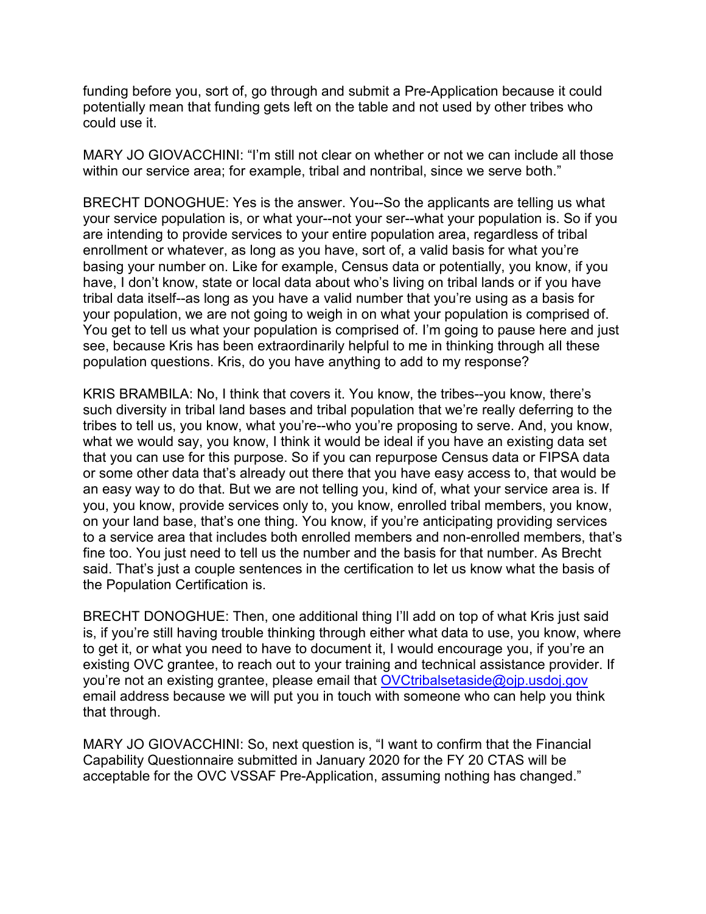funding before you, sort of, go through and submit a Pre-Application because it could potentially mean that funding gets left on the table and not used by other tribes who could use it.

MARY JO GIOVACCHINI: "I'm still not clear on whether or not we can include all those within our service area; for example, tribal and nontribal, since we serve both."

BRECHT DONOGHUE: Yes is the answer. You--So the applicants are telling us what your service population is, or what your--not your ser--what your population is. So if you are intending to provide services to your entire population area, regardless of tribal enrollment or whatever, as long as you have, sort of, a valid basis for what you're basing your number on. Like for example, Census data or potentially, you know, if you have, I don't know, state or local data about who's living on tribal lands or if you have tribal data itself--as long as you have a valid number that you're using as a basis for your population, we are not going to weigh in on what your population is comprised of. You get to tell us what your population is comprised of. I'm going to pause here and just see, because Kris has been extraordinarily helpful to me in thinking through all these population questions. Kris, do you have anything to add to my response?

KRIS BRAMBILA: No, I think that covers it. You know, the tribes--you know, there's such diversity in tribal land bases and tribal population that we're really deferring to the tribes to tell us, you know, what you're--who you're proposing to serve. And, you know, what we would say, you know, I think it would be ideal if you have an existing data set that you can use for this purpose. So if you can repurpose Census data or FIPSA data or some other data that's already out there that you have easy access to, that would be an easy way to do that. But we are not telling you, kind of, what your service area is. If you, you know, provide services only to, you know, enrolled tribal members, you know, on your land base, that's one thing. You know, if you're anticipating providing services to a service area that includes both enrolled members and non-enrolled members, that's fine too. You just need to tell us the number and the basis for that number. As Brecht said. That's just a couple sentences in the certification to let us know what the basis of the Population Certification is.

BRECHT DONOGHUE: Then, one additional thing I'll add on top of what Kris just said is, if you're still having trouble thinking through either what data to use, you know, where to get it, or what you need to have to document it, I would encourage you, if you're an existing OVC grantee, to reach out to your training and technical assistance provider. If you're not an existing grantee, please email that OVCtribalsetaside@ojp.usdoj.gov email address because we will put you in touch with someone who can help you think that through.

MARY JO GIOVACCHINI: So, next question is, "I want to confirm that the Financial Capability Questionnaire submitted in January 2020 for the FY 20 CTAS will be acceptable for the OVC VSSAF Pre-Application, assuming nothing has changed."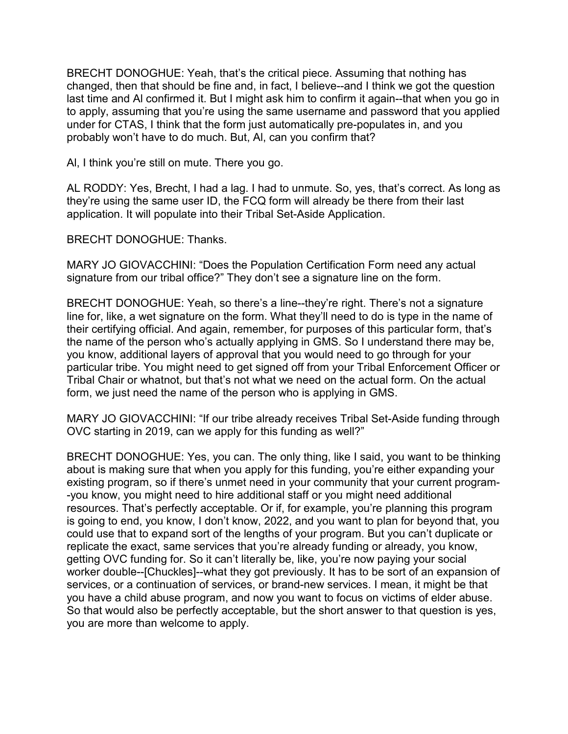BRECHT DONOGHUE: Yeah, that's the critical piece. Assuming that nothing has changed, then that should be fine and, in fact, I believe--and I think we got the question last time and Al confirmed it. But I might ask him to confirm it again--that when you go in to apply, assuming that you're using the same username and password that you applied under for CTAS, I think that the form just automatically pre-populates in, and you probably won't have to do much. But, Al, can you confirm that?

Al, I think you're still on mute. There you go.

AL RODDY: Yes, Brecht, I had a lag. I had to unmute. So, yes, that's correct. As long as they're using the same user ID, the FCQ form will already be there from their last application. It will populate into their Tribal Set-Aside Application.

BRECHT DONOGHUE: Thanks.

MARY JO GIOVACCHINI: "Does the Population Certification Form need any actual signature from our tribal office?" They don't see a signature line on the form.

BRECHT DONOGHUE: Yeah, so there's a line--they're right. There's not a signature line for, like, a wet signature on the form. What they'll need to do is type in the name of their certifying official. And again, remember, for purposes of this particular form, that's the name of the person who's actually applying in GMS. So I understand there may be, you know, additional layers of approval that you would need to go through for your particular tribe. You might need to get signed off from your Tribal Enforcement Officer or Tribal Chair or whatnot, but that's not what we need on the actual form. On the actual form, we just need the name of the person who is applying in GMS.

MARY JO GIOVACCHINI: "If our tribe already receives Tribal Set-Aside funding through OVC starting in 2019, can we apply for this funding as well?"

BRECHT DONOGHUE: Yes, you can. The only thing, like I said, you want to be thinking about is making sure that when you apply for this funding, you're either expanding your existing program, so if there's unmet need in your community that your current program--you know, you might need to hire additional staff or you might need additional resources. That's perfectly acceptable. Or if, for example, you're planning this program is going to end, you know, I don't know, 2022, and you want to plan for beyond that, you could use that to expand sort of the lengths of your program. But you can't duplicate or replicate the exact, same services that you're already funding or already, you know, getting OVC funding for. So it can't literally be, like, you're now paying your social worker double--[Chuckles]--what they got previously. It has to be sort of an expansion of services, or a continuation of services, or brand-new services. I mean, it might be that you have a child abuse program, and now you want to focus on victims of elder abuse. So that would also be perfectly acceptable, but the short answer to that question is yes, you are more than welcome to apply.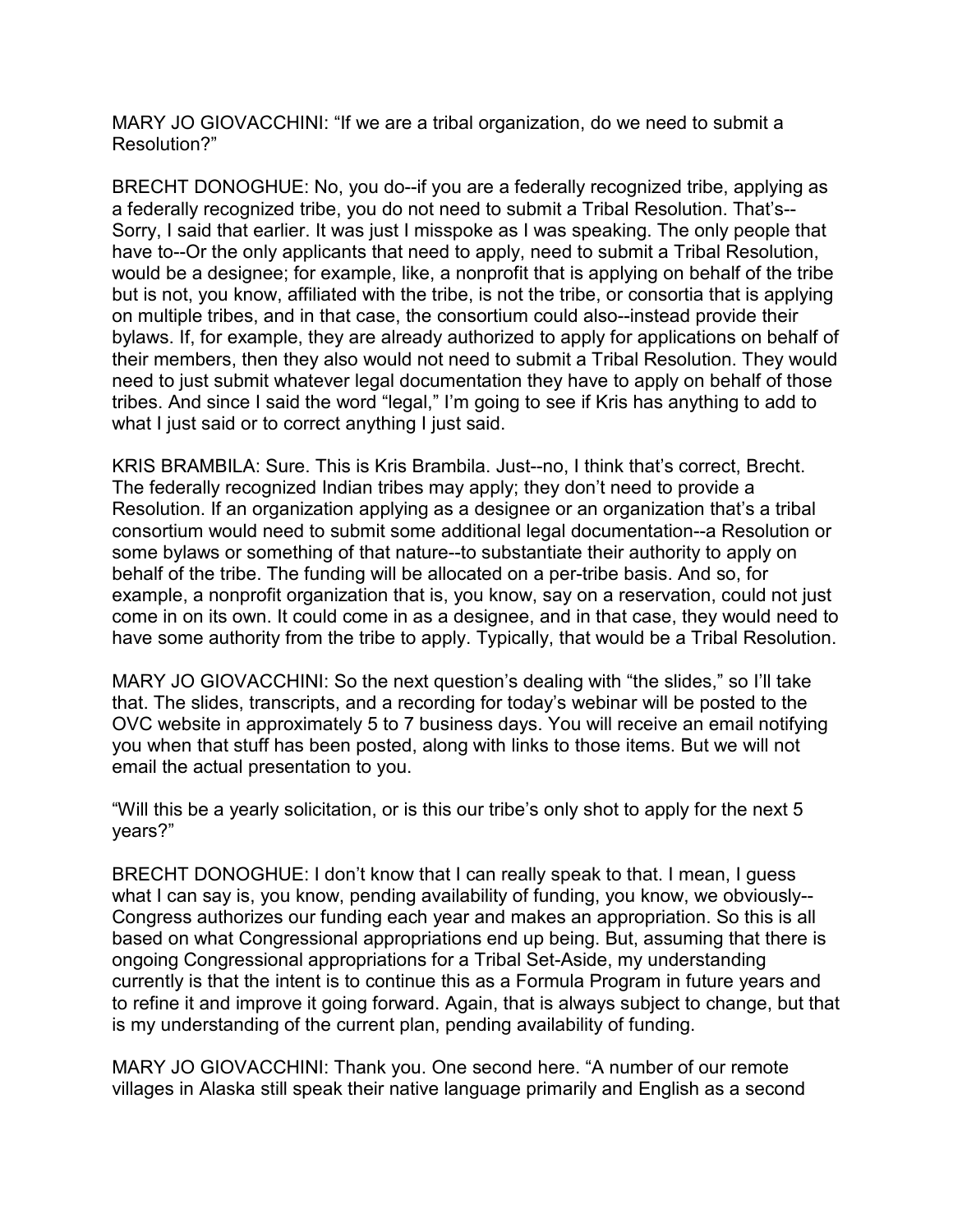MARY JO GIOVACCHINI: “If we are a tribal organization, do we need to submit a Resolution?”

BRECHT DONOGHUE: No, you do--if you are a federally recognized tribe, applying as a federally recognized tribe, you do not need to submit a Tribal Resolution. That’s--Sorry, I said that earlier. It was just I misspoke as I was speaking. The only people that have to--Or the only applicants that need to apply, need to submit a Tribal Resolution, would be a designee; for example, like, a nonprofit that is applying on behalf of the tribe but is not, you know, affiliated with the tribe, is not the tribe, or consortia that is applying on multiple tribes, and in that case, the consortium could also--instead provide their bylaws. If, for example, they are already authorized to apply for applications on behalf of their members, then they also would not need to submit a Tribal Resolution. They would need to just submit whatever legal documentation they have to apply on behalf of those tribes. And since I said the word “legal,” I’m going to see if Kris has anything to add to what I just said or to correct anything I just said.

KRIS BRAMBILA: Sure. This is Kris Brambila. Just--no, I think that’s correct, Brecht. The federally recognized Indian tribes may apply; they don’t need to provide a Resolution. If an organization applying as a designee or an organization that’s a tribal consortium would need to submit some additional legal documentation--a Resolution or some bylaws or something of that nature--to substantiate their authority to apply on behalf of the tribe. The funding will be allocated on a per-tribe basis. And so, for example, a nonprofit organization that is, you know, say on a reservation, could not just come in on its own. It could come in as a designee, and in that case, they would need to have some authority from the tribe to apply. Typically, that would be a Tribal Resolution.

MARY JO GIOVACCHINI: So the next question’s dealing with “the slides,” so I’ll take that. The slides, transcripts, and a recording for today’s webinar will be posted to the OVC website in approximately 5 to 7 business days. You will receive an email notifying you when that stuff has been posted, along with links to those items. But we will not email the actual presentation to you.

“Will this be a yearly solicitation, or is this our tribe’s only shot to apply for the next 5 years?”

BRECHT DONOGHUE: I don’t know that I can really speak to that. I mean, I guess what I can say is, you know, pending availability of funding, you know, we obviously--Congress authorizes our funding each year and makes an appropriation. So this is all based on what Congressional appropriations end up being. But, assuming that there is ongoing Congressional appropriations for a Tribal Set-Aside, my understanding currently is that the intent is to continue this as a Formula Program in future years and to refine it and improve it going forward. Again, that is always subject to change, but that is my understanding of the current plan, pending availability of funding.

MARY JO GIOVACCHINI: Thank you. One second here. “A number of our remote villages in Alaska still speak their native language primarily and English as a second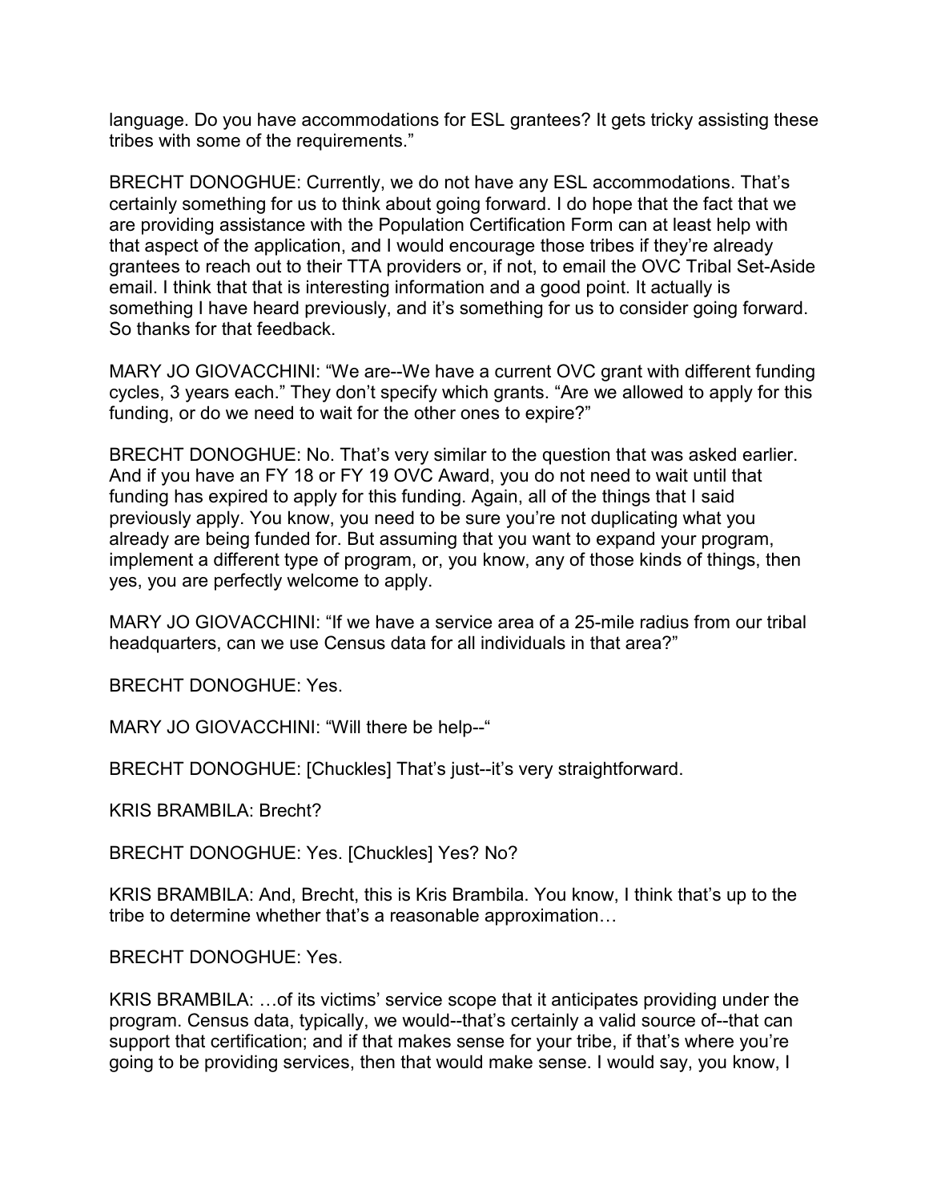language. Do you have accommodations for ESL grantees? It gets tricky assisting these tribes with some of the requirements."

BRECHT DONOGHUE: Currently, we do not have any ESL accommodations. That's certainly something for us to think about going forward. I do hope that the fact that we are providing assistance with the Population Certification Form can at least help with that aspect of the application, and I would encourage those tribes if they're already grantees to reach out to their TTA providers or, if not, to email the OVC Tribal Set-Aside email. I think that that is interesting information and a good point. It actually is something I have heard previously, and it's something for us to consider going forward. So thanks for that feedback.

MARY JO GIOVACCHINI: "We are--We have a current OVC grant with different funding cycles, 3 years each." They don't specify which grants. "Are we allowed to apply for this funding, or do we need to wait for the other ones to expire?"

BRECHT DONOGHUE: No. That's very similar to the question that was asked earlier. And if you have an FY 18 or FY 19 OVC Award, you do not need to wait until that funding has expired to apply for this funding. Again, all of the things that I said previously apply. You know, you need to be sure you're not duplicating what you already are being funded for. But assuming that you want to expand your program, implement a different type of program, or, you know, any of those kinds of things, then yes, you are perfectly welcome to apply.

MARY JO GIOVACCHINI: "If we have a service area of a 25-mile radius from our tribal headquarters, can we use Census data for all individuals in that area?"

BRECHT DONOGHUE: Yes.

MARY JO GIOVACCHINI: "Will there be help--"

BRECHT DONOGHUE: [Chuckles] That's just--it's very straightforward.

KRIS BRAMBILA: Brecht?

BRECHT DONOGHUE: Yes. [Chuckles] Yes? No?

KRIS BRAMBILA: And, Brecht, this is Kris Brambila. You know, I think that's up to the tribe to determine whether that's a reasonable approximation…

BRECHT DONOGHUE: Yes.

KRIS BRAMBILA: …of its victims' service scope that it anticipates providing under the program. Census data, typically, we would--that's certainly a valid source of--that can support that certification; and if that makes sense for your tribe, if that's where you're going to be providing services, then that would make sense. I would say, you know, I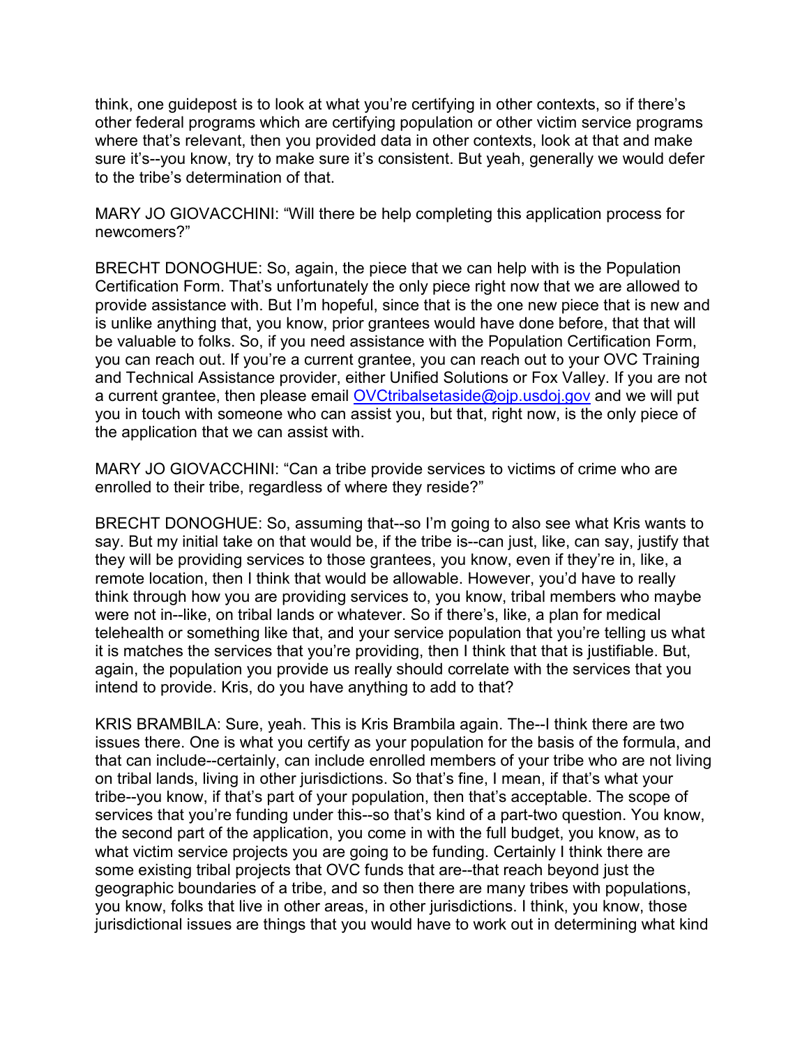think, one guidepost is to look at what you're certifying in other contexts, so if there's other federal programs which are certifying population or other victim service programs where that's relevant, then you provided data in other contexts, look at that and make sure it's--you know, try to make sure it's consistent. But yeah, generally we would defer to the tribe's determination of that.

MARY JO GIOVACCHINI: "Will there be help completing this application process for newcomers?"

BRECHT DONOGHUE: So, again, the piece that we can help with is the Population Certification Form. That's unfortunately the only piece right now that we are allowed to provide assistance with. But I'm hopeful, since that is the one new piece that is new and is unlike anything that, you know, prior grantees would have done before, that that will be valuable to folks. So, if you need assistance with the Population Certification Form, you can reach out. If you're a current grantee, you can reach out to your OVC Training and Technical Assistance provider, either Unified Solutions or Fox Valley. If you are not a current grantee, then please email [OVCtribalsetaside@ojp.usdoj.gov](mailto:OVCtribalsetaside@ojp.usdoj.gov) and we will put you in touch with someone who can assist you, but that, right now, is the only piece of the application that we can assist with.

MARY JO GIOVACCHINI: "Can a tribe provide services to victims of crime who are enrolled to their tribe, regardless of where they reside?"

BRECHT DONOGHUE: So, assuming that--so I'm going to also see what Kris wants to say. But my initial take on that would be, if the tribe is--can just, like, can say, justify that they will be providing services to those grantees, you know, even if they're in, like, a remote location, then I think that would be allowable. However, you'd have to really think through how you are providing services to, you know, tribal members who maybe were not in--like, on tribal lands or whatever. So if there's, like, a plan for medical telehealth or something like that, and your service population that you're telling us what it is matches the services that you're providing, then I think that that is justifiable. But, again, the population you provide us really should correlate with the services that you intend to provide. Kris, do you have anything to add to that?

KRIS BRAMBILA: Sure, yeah. This is Kris Brambila again. The--I think there are two issues there. One is what you certify as your population for the basis of the formula, and that can include--certainly, can include enrolled members of your tribe who are not living on tribal lands, living in other jurisdictions. So that's fine, I mean, if that's what your tribe--you know, if that's part of your population, then that's acceptable. The scope of services that you're funding under this--so that's kind of a part-two question. You know, the second part of the application, you come in with the full budget, you know, as to what victim service projects you are going to be funding. Certainly I think there are some existing tribal projects that OVC funds that are--that reach beyond just the geographic boundaries of a tribe, and so then there are many tribes with populations, you know, folks that live in other areas, in other jurisdictions. I think, you know, those jurisdictional issues are things that you would have to work out in determining what kind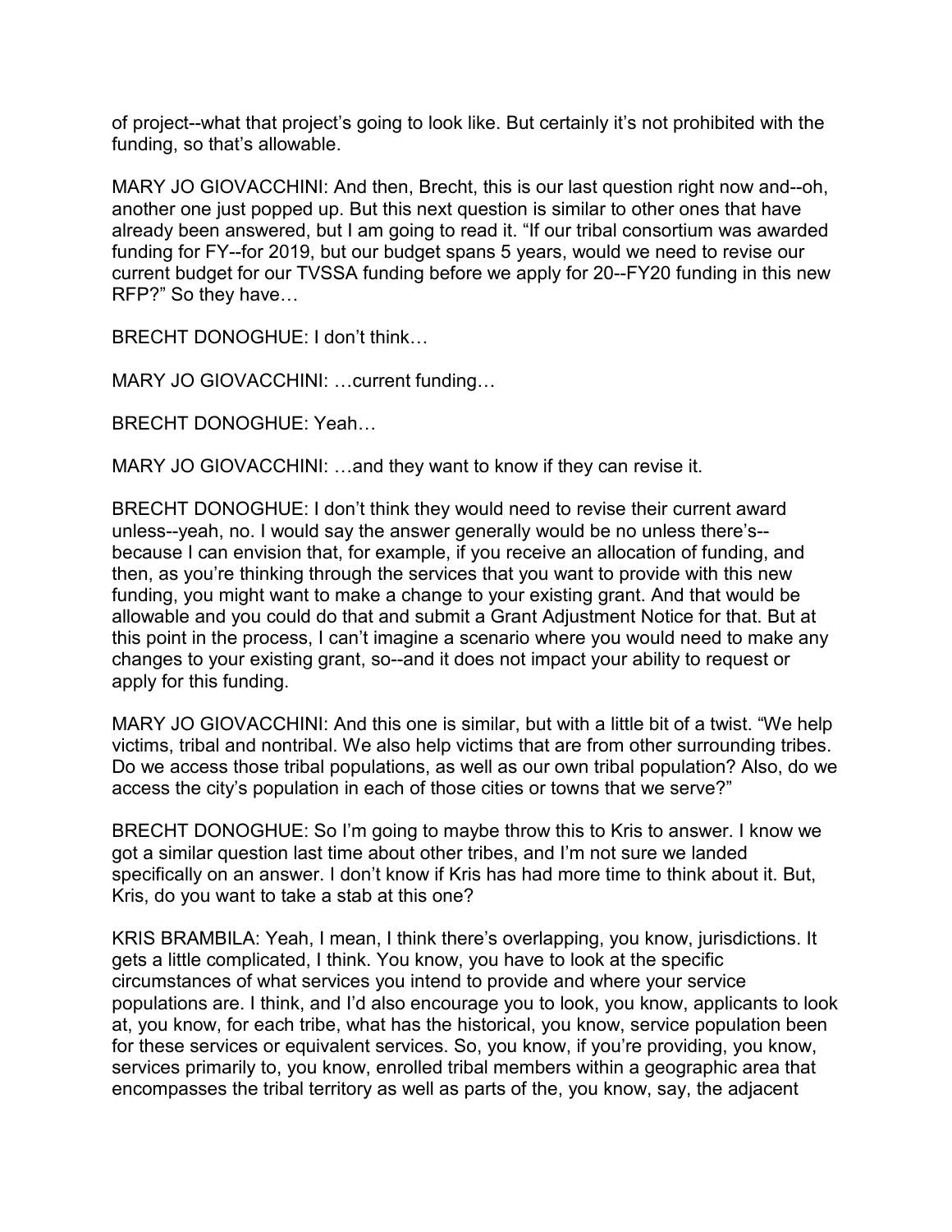of project--what that project's going to look like. But certainly it's not prohibited with the funding, so that's allowable.

MARY JO GIOVACCHINI: And then, Brecht, this is our last question right now and--oh, another one just popped up. But this next question is similar to other ones that have already been answered, but I am going to read it. "If our tribal consortium was awarded funding for FY--for 2019, but our budget spans 5 years, would we need to revise our current budget for our TVSSA funding before we apply for 20--FY20 funding in this new RFP?" So they have…

BRECHT DONOGHUE: I don't think…

MARY JO GIOVACCHINI: …current funding…

BRECHT DONOGHUE: Yeah…

MARY JO GIOVACCHINI: …and they want to know if they can revise it.

BRECHT DONOGHUE: I don't think they would need to revise their current award unless--yeah, no. I would say the answer generally would be no unless there's--because I can envision that, for example, if you receive an allocation of funding, and then, as you're thinking through the services that you want to provide with this new funding, you might want to make a change to your existing grant. And that would be allowable and you could do that and submit a Grant Adjustment Notice for that. But at this point in the process, I can't imagine a scenario where you would need to make any changes to your existing grant, so--and it does not impact your ability to request or apply for this funding.

MARY JO GIOVACCHINI: And this one is similar, but with a little bit of a twist. "We help victims, tribal and nontribal. We also help victims that are from other surrounding tribes. Do we access those tribal populations, as well as our own tribal population? Also, do we access the city's population in each of those cities or towns that we serve?"

BRECHT DONOGHUE: So I'm going to maybe throw this to Kris to answer. I know we got a similar question last time about other tribes, and I'm not sure we landed specifically on an answer. I don't know if Kris has had more time to think about it. But, Kris, do you want to take a stab at this one?

KRIS BRAMBILA: Yeah, I mean, I think there's overlapping, you know, jurisdictions. It gets a little complicated, I think. You know, you have to look at the specific circumstances of what services you intend to provide and where your service populations are. I think, and I'd also encourage you to look, you know, applicants to look at, you know, for each tribe, what has the historical, you know, service population been for these services or equivalent services. So, you know, if you're providing, you know, services primarily to, you know, enrolled tribal members within a geographic area that encompasses the tribal territory as well as parts of the, you know, say, the adjacent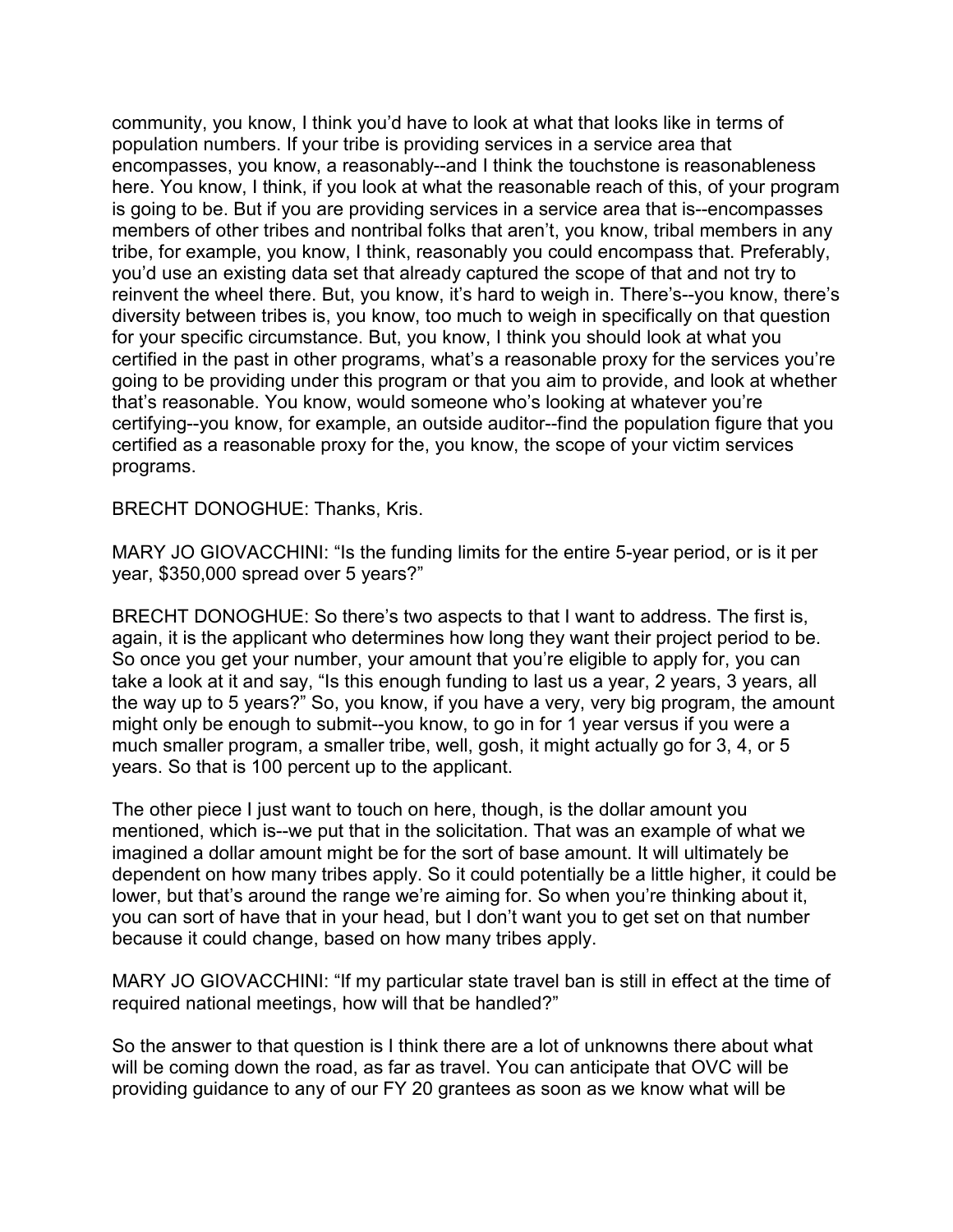community, you know, I think you'd have to look at what that looks like in terms of population numbers. If your tribe is providing services in a service area that encompasses, you know, a reasonably--and I think the touchstone is reasonableness here. You know, I think, if you look at what the reasonable reach of this, of your program is going to be. But if you are providing services in a service area that is--encompasses members of other tribes and nontribal folks that aren't, you know, tribal members in any tribe, for example, you know, I think, reasonably you could encompass that. Preferably, you'd use an existing data set that already captured the scope of that and not try to reinvent the wheel there. But, you know, it's hard to weigh in. There's--you know, there's diversity between tribes is, you know, too much to weigh in specifically on that question for your specific circumstance. But, you know, I think you should look at what you certified in the past in other programs, what's a reasonable proxy for the services you're going to be providing under this program or that you aim to provide, and look at whether that's reasonable. You know, would someone who's looking at whatever you're certifying--you know, for example, an outside auditor--find the population figure that you certified as a reasonable proxy for the, you know, the scope of your victim services programs.

BRECHT DONOGHUE: Thanks, Kris.

MARY JO GIOVACCHINI: "Is the funding limits for the entire 5-year period, or is it per year, $350,000 spread over 5 years?"

BRECHT DONOGHUE: So there's two aspects to that I want to address. The first is, again, it is the applicant who determines how long they want their project period to be. So once you get your number, your amount that you're eligible to apply for, you can take a look at it and say, "Is this enough funding to last us a year, 2 years, 3 years, all the way up to 5 years?" So, you know, if you have a very, very big program, the amount might only be enough to submit--you know, to go in for 1 year versus if you were a much smaller program, a smaller tribe, well, gosh, it might actually go for 3, 4, or 5 years. So that is 100 percent up to the applicant.

The other piece I just want to touch on here, though, is the dollar amount you mentioned, which is--we put that in the solicitation. That was an example of what we imagined a dollar amount might be for the sort of base amount. It will ultimately be dependent on how many tribes apply. So it could potentially be a little higher, it could be lower, but that's around the range we're aiming for. So when you're thinking about it, you can sort of have that in your head, but I don't want you to get set on that number because it could change, based on how many tribes apply.

MARY JO GIOVACCHINI: "If my particular state travel ban is still in effect at the time of required national meetings, how will that be handled?"

So the answer to that question is I think there are a lot of unknowns there about what will be coming down the road, as far as travel. You can anticipate that OVC will be providing guidance to any of our FY 20 grantees as soon as we know what will be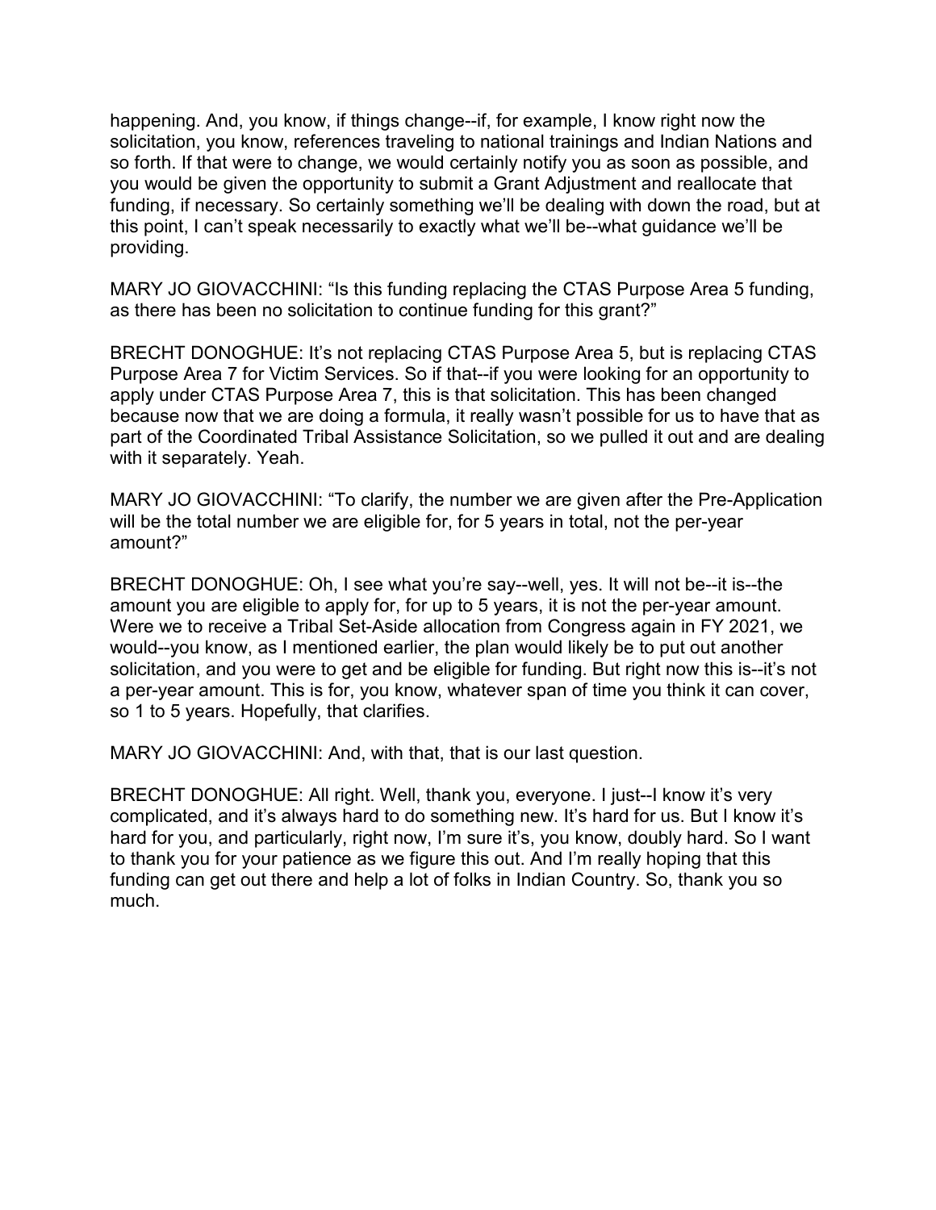happening. And, you know, if things change--if, for example, I know right now the solicitation, you know, references traveling to national trainings and Indian Nations and so forth. If that were to change, we would certainly notify you as soon as possible, and you would be given the opportunity to submit a Grant Adjustment and reallocate that funding, if necessary. So certainly something we'll be dealing with down the road, but at this point, I can't speak necessarily to exactly what we'll be--what guidance we'll be providing.

MARY JO GIOVACCHINI: "Is this funding replacing the CTAS Purpose Area 5 funding, as there has been no solicitation to continue funding for this grant?"

BRECHT DONOGHUE: It's not replacing CTAS Purpose Area 5, but is replacing CTAS Purpose Area 7 for Victim Services. So if that--if you were looking for an opportunity to apply under CTAS Purpose Area 7, this is that solicitation. This has been changed because now that we are doing a formula, it really wasn't possible for us to have that as part of the Coordinated Tribal Assistance Solicitation, so we pulled it out and are dealing with it separately. Yeah.

MARY JO GIOVACCHINI: "To clarify, the number we are given after the Pre-Application will be the total number we are eligible for, for 5 years in total, not the per-year amount?"

BRECHT DONOGHUE: Oh, I see what you're say--well, yes. It will not be--it is--the amount you are eligible to apply for, for up to 5 years, it is not the per-year amount. Were we to receive a Tribal Set-Aside allocation from Congress again in FY 2021, we would--you know, as I mentioned earlier, the plan would likely be to put out another solicitation, and you were to get and be eligible for funding. But right now this is--it's not a per-year amount. This is for, you know, whatever span of time you think it can cover, so 1 to 5 years. Hopefully, that clarifies.

MARY JO GIOVACCHINI: And, with that, that is our last question.

BRECHT DONOGHUE: All right. Well, thank you, everyone. I just--I know it's very complicated, and it's always hard to do something new. It's hard for us. But I know it's hard for you, and particularly, right now, I'm sure it's, you know, doubly hard. So I want to thank you for your patience as we figure this out. And I'm really hoping that this funding can get out there and help a lot of folks in Indian Country. So, thank you so much.